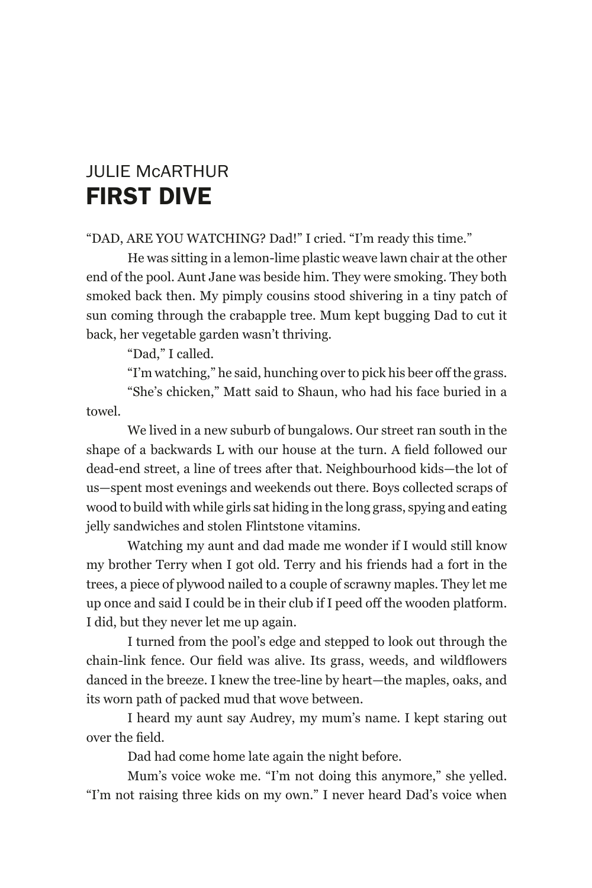JULIE McARTHUR

# FIRST DIVE

"DAD, ARE YOU WATCHING? Dad!" I cried. "I'm ready this time."

He was sitting in a lemon-lime plastic weave lawn chair at the other end of the pool. Aunt Jane was beside him. They were smoking. They both smoked back then. My pimply cousins stood shivering in a tiny patch of sun coming through the crabapple tree. Mum kept bugging Dad to cut it back, her vegetable garden wasn't thriving.

"Dad," I called.

"I'm watching," he said, hunching over to pick his beer off the grass.

"She's chicken," Matt said to Shaun, who had his face buried in a towel.

We lived in a new suburb of bungalows. Our street ran south in the shape of a backwards L with our house at the turn. A field followed our dead-end street, a line of trees after that. Neighbourhood kids—the lot of us—spent most evenings and weekends out there. Boys collected scraps of wood to build with while girls sat hiding in the long grass, spying and eating jelly sandwiches and stolen Flintstone vitamins.

Watching my aunt and dad made me wonder if I would still know my brother Terry when I got old. Terry and his friends had a fort in the trees, a piece of plywood nailed to a couple of scrawny maples. They let me up once and said I could be in their club if I peed off the wooden platform. I did, but they never let me up again.

I turned from the pool's edge and stepped to look out through the chain-link fence. Our field was alive. Its grass, weeds, and wildflowers danced in the breeze. I knew the tree-line by heart—the maples, oaks, and its worn path of packed mud that wove between.

I heard my aunt say Audrey, my mum's name. I kept staring out over the field.

Dad had come home late again the night before.

Mum's voice woke me. "I'm not doing this anymore," she yelled. "I'm not raising three kids on my own." I never heard Dad's voice when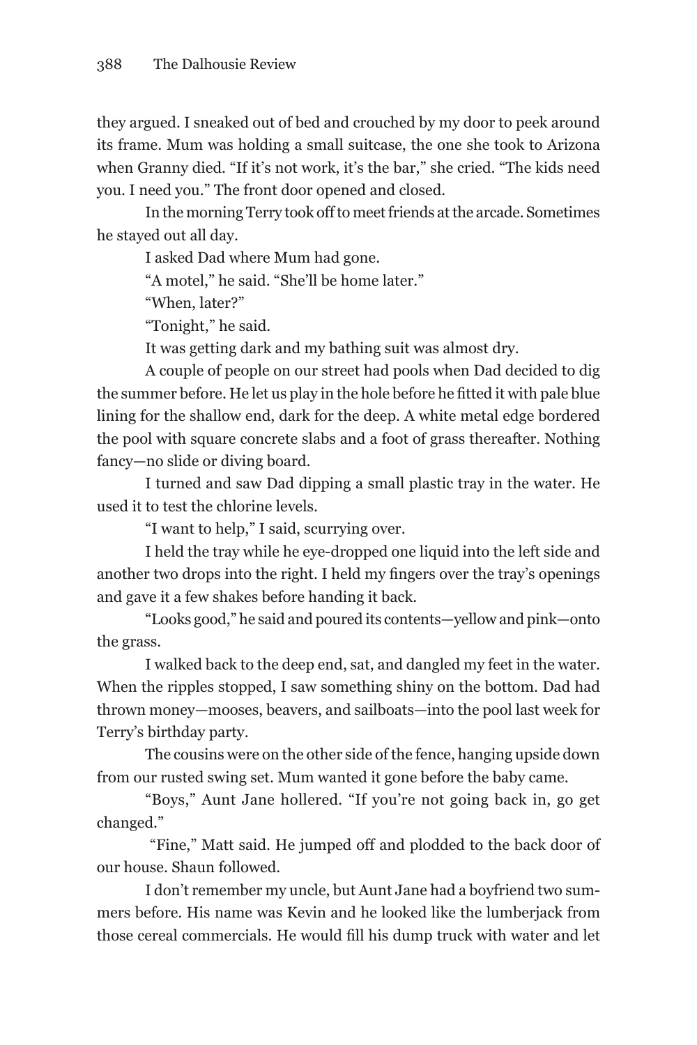they argued. I sneaked out of bed and crouched by my door to peek around its frame. Mum was holding a small suitcase, the one she took to Arizona when Granny died. "If it's not work, it's the bar," she cried. "The kids need you. I need you." The front door opened and closed.

In the morning Terry took off to meet friends at the arcade. Sometimes he stayed out all day.

I asked Dad where Mum had gone.

"A motel," he said. "She'll be home later."

"When, later?"

"Tonight," he said.

It was getting dark and my bathing suit was almost dry.

A couple of people on our street had pools when Dad decided to dig the summer before. He let us play in the hole before he fitted it with pale blue lining for the shallow end, dark for the deep. A white metal edge bordered the pool with square concrete slabs and a foot of grass thereafter. Nothing fancy—no slide or diving board.

I turned and saw Dad dipping a small plastic tray in the water. He used it to test the chlorine levels.

"I want to help," I said, scurrying over.

I held the tray while he eye-dropped one liquid into the left side and another two drops into the right. I held my fingers over the tray's openings and gave it a few shakes before handing it back.

"Looks good," he said and poured its contents—yellow and pink—onto the grass.

I walked back to the deep end, sat, and dangled my feet in the water. When the ripples stopped, I saw something shiny on the bottom. Dad had thrown money—mooses, beavers, and sailboats—into the pool last week for Terry's birthday party.

The cousins were on the other side of the fence, hanging upside down from our rusted swing set. Mum wanted it gone before the baby came.

"Boys," Aunt Jane hollered. "If you're not going back in, go get changed."

"Fine," Matt said. He jumped off and plodded to the back door of our house. Shaun followed.

I don't remember my uncle, but Aunt Jane had a boyfriend two summers before. His name was Kevin and he looked like the lumberjack from those cereal commercials. He would fill his dump truck with water and let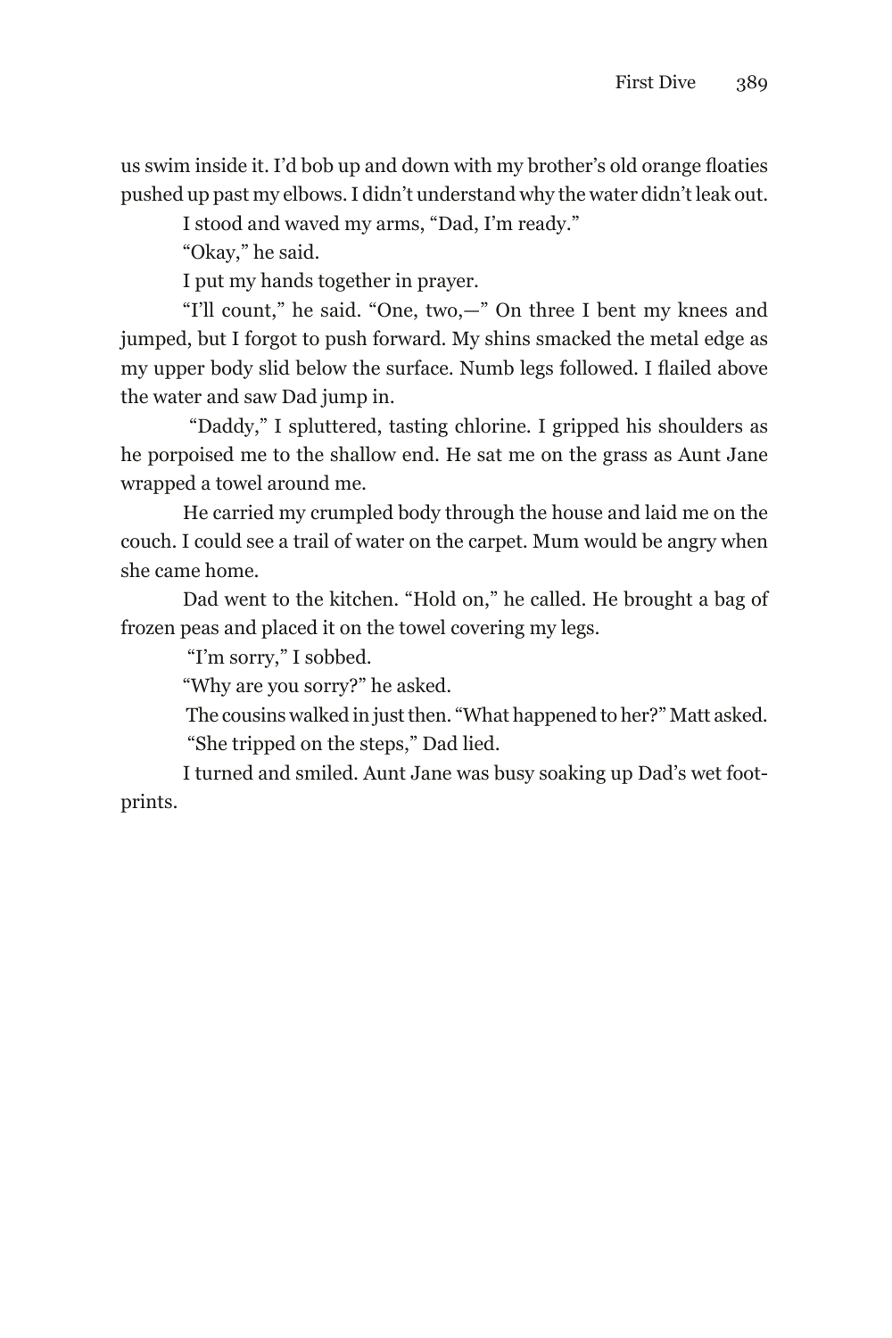us swim inside it. I'd bob up and down with my brother's old orange floaties pushed up past my elbows. I didn't understand why the water didn't leak out.

I stood and waved my arms, "Dad, I'm ready."

"Okay," he said.

I put my hands together in prayer.

"I'll count," he said. "One, two,—" On three I bent my knees and jumped, but I forgot to push forward. My shins smacked the metal edge as my upper body slid below the surface. Numb legs followed. I flailed above the water and saw Dad jump in.

"Daddy," I spluttered, tasting chlorine. I gripped his shoulders as he porpoised me to the shallow end. He sat me on the grass as Aunt Jane wrapped a towel around me.

He carried my crumpled body through the house and laid me on the couch. I could see a trail of water on the carpet. Mum would be angry when she came home.

Dad went to the kitchen. "Hold on," he called. He brought a bag of frozen peas and placed it on the towel covering my legs.

"I'm sorry," I sobbed.

"Why are you sorry?" he asked.

The cousins walked in just then. "What happened to her?" Matt asked.

"She tripped on the steps," Dad lied.

I turned and smiled. Aunt Jane was busy soaking up Dad's wet footprints.